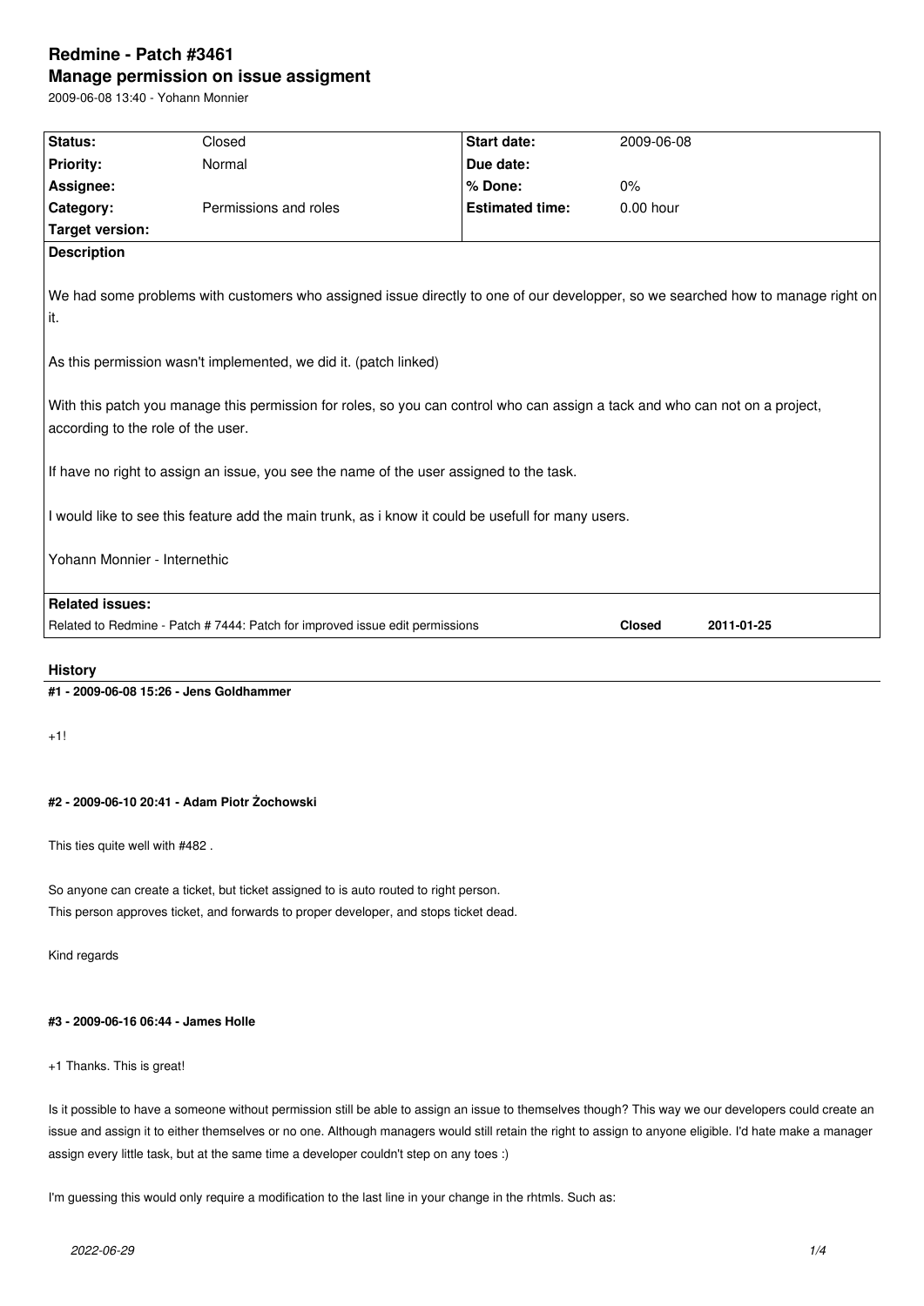# Redmine - Patch #3461

## Manage permission on issue assigment

2009-06-08 13:40 - Yohann Monnier

| Status: | Closed | Start date: | 2009-06-08 |
|---|---|---|---|
| Priority: | Normal | Due date: | |
| Assignee: | | % Done: | 0% |
| Category: | Permissions and roles | Estimated time: | 0.00 hour |
| Target version: | | | |

**Description**

We had some problems with customers who assigned issue directly to one of our developper, so we searched how to manage right on it.

As this permission wasn't implemented, we did it. (patch linked)

With this patch you manage this permission for roles, so you can control who can assign a tack and who can not on a project, according to the role of the user.

If have no right to assign an issue, you see the name of the user assigned to the task.

I would like to see this feature add the main trunk, as i know it could be usefull for many users.

Yohann Monnier - Internethic

**Related issues:**

| | | |
|---|---|---|
| Related to Redmine - Patch # 7444: Patch for improved issue edit permissions | **Closed** | **2011-01-25** |

## History

### #1 - 2009-06-08 15:26 - Jens Goldhammer

+1!

### #2 - 2009-06-10 20:41 - Adam Piotr Żochowski

This ties quite well with #482 .

So anyone can create a ticket, but ticket assigned to is auto routed to right person.
This person approves ticket, and forwards to proper developer, and stops ticket dead.

Kind regards

### #3 - 2009-06-16 06:44 - James Holle

+1 Thanks. This is great!

Is it possible to have a someone without permission still be able to assign an issue to themselves though? This way we our developers could create an issue and assign it to either themselves or no one. Although managers would still retain the right to assign to anyone eligible. I'd hate make a manager assign every little task, but at the same time a developer couldn't step on any toes :)

I'm guessing this would only require a modification to the last line in your change in the rhtmls. Such as: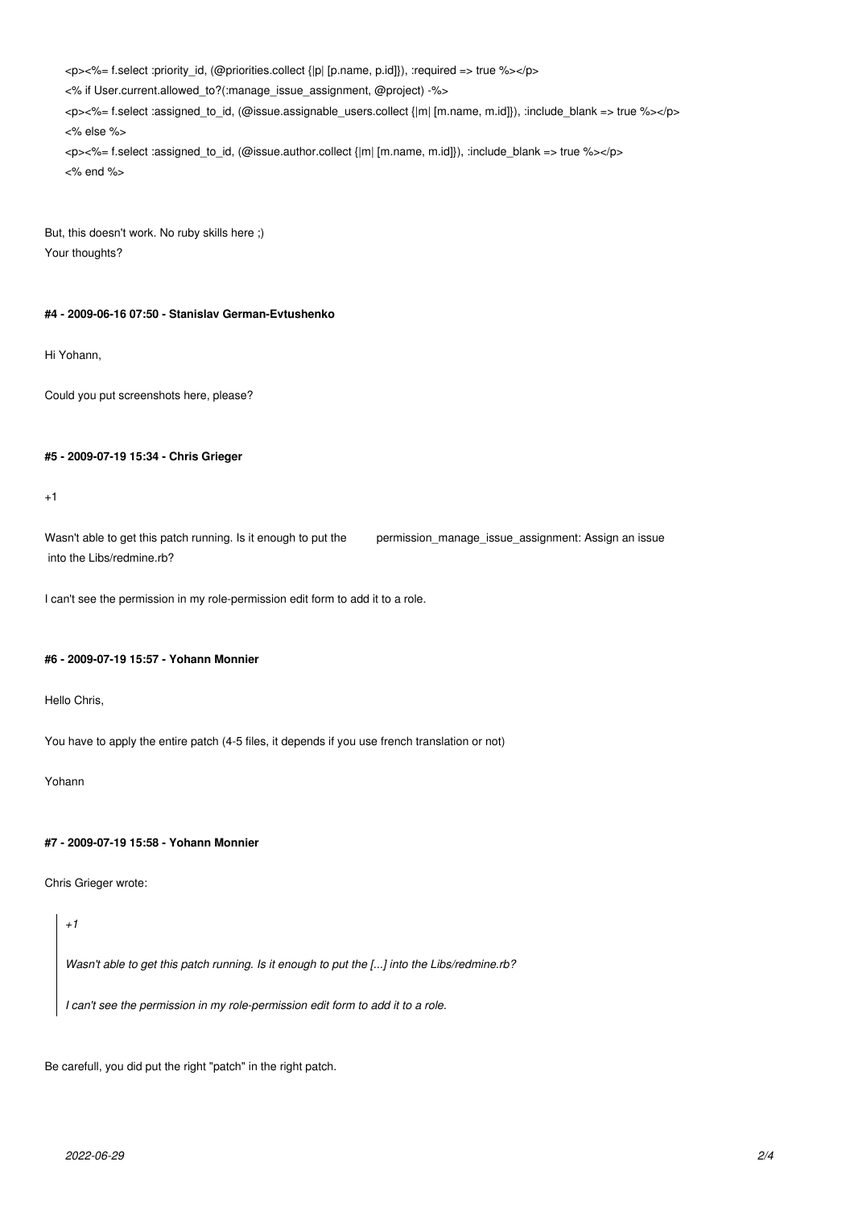```
<p><%= f.select :priority_id, (@priorities.collect {|p| [p.name, p.id]}), :required => true %></p>
<% if User.current.allowed_to?(:manage_issue_assignment, @project) -%>
<p><%= f.select :assigned_to_id, (@issue.assignable_users.collect {|m| [m.name, m.id]}), :include_blank => true %></p>
<% else %>
<p><%= f.select :assigned_to_id, (@issue.author.collect {|m| [m.name, m.id]}), :include_blank => true %></p>
<% end %>
```

But, this doesn't work. No ruby skills here ;)
Your thoughts?

#### #4 - 2009-06-16 07:50 - Stanislav German-Evtushenko

Hi Yohann,

Could you put screenshots here, please?

#### #5 - 2009-07-19 15:34 - Chris Grieger

+1

Wasn't able to get this patch running. Is it enough to put the `permission_manage_issue_assignment: Assign an issue` into the Libs/redmine.rb?

I can't see the permission in my role-permission edit form to add it to a role.

#### #6 - 2009-07-19 15:57 - Yohann Monnier

Hello Chris,

You have to apply the entire patch (4-5 files, it depends if you use french translation or not)

Yohann

#### #7 - 2009-07-19 15:58 - Yohann Monnier

Chris Grieger wrote:

> *+1*
>
> *Wasn't able to get this patch running. Is it enough to put the [...] into the Libs/redmine.rb?*
>
> *I can't see the permission in my role-permission edit form to add it to a role.*

Be carefull, you did put the right "patch" in the right patch.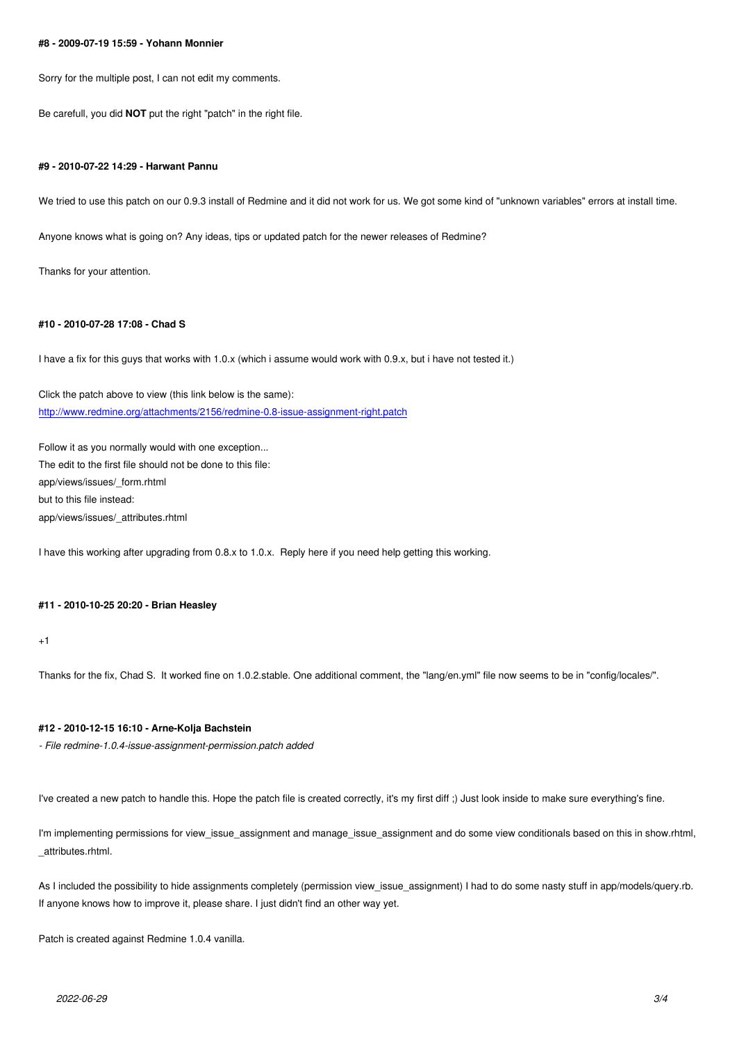#### #8 - 2009-07-19 15:59 - Yohann Monnier

Sorry for the multiple post, I can not edit my comments.

Be carefull, you did **NOT** put the right "patch" in the right file.

#### #9 - 2010-07-22 14:29 - Harwant Pannu

We tried to use this patch on our 0.9.3 install of Redmine and it did not work for us. We got some kind of "unknown variables" errors at install time.

Anyone knows what is going on? Any ideas, tips or updated patch for the newer releases of Redmine?

Thanks for your attention.

#### #10 - 2010-07-28 17:08 - Chad S

I have a fix for this guys that works with 1.0.x (which i assume would work with 0.9.x, but i have not tested it.)

Click the patch above to view (this link below is the same):
[http://www.redmine.org/attachments/2156/redmine-0.8-issue-assignment-right.patch](http://www.redmine.org/attachments/2156/redmine-0.8-issue-assignment-right.patch)

Follow it as you normally would with one exception...
The edit to the first file should not be done to this file:
app/views/issues/_form.rhtml
but to this file instead:
app/views/issues/_attributes.rhtml

I have this working after upgrading from 0.8.x to 1.0.x. Reply here if you need help getting this working.

#### #11 - 2010-10-25 20:20 - Brian Heasley

+1

Thanks for the fix, Chad S. It worked fine on 1.0.2.stable. One additional comment, the "lang/en.yml" file now seems to be in "config/locales/".

#### #12 - 2010-12-15 16:10 - Arne-Kolja Bachstein

*- File redmine-1.0.4-issue-assignment-permission.patch added*

I've created a new patch to handle this. Hope the patch file is created correctly, it's my first diff ;) Just look inside to make sure everything's fine.

I'm implementing permissions for view_issue_assignment and manage_issue_assignment and do some view conditionals based on this in show.rhtml, _attributes.rhtml.

As I included the possibility to hide assignments completely (permission view_issue_assignment) I had to do some nasty stuff in app/models/query.rb. If anyone knows how to improve it, please share. I just didn't find an other way yet.

Patch is created against Redmine 1.0.4 vanilla.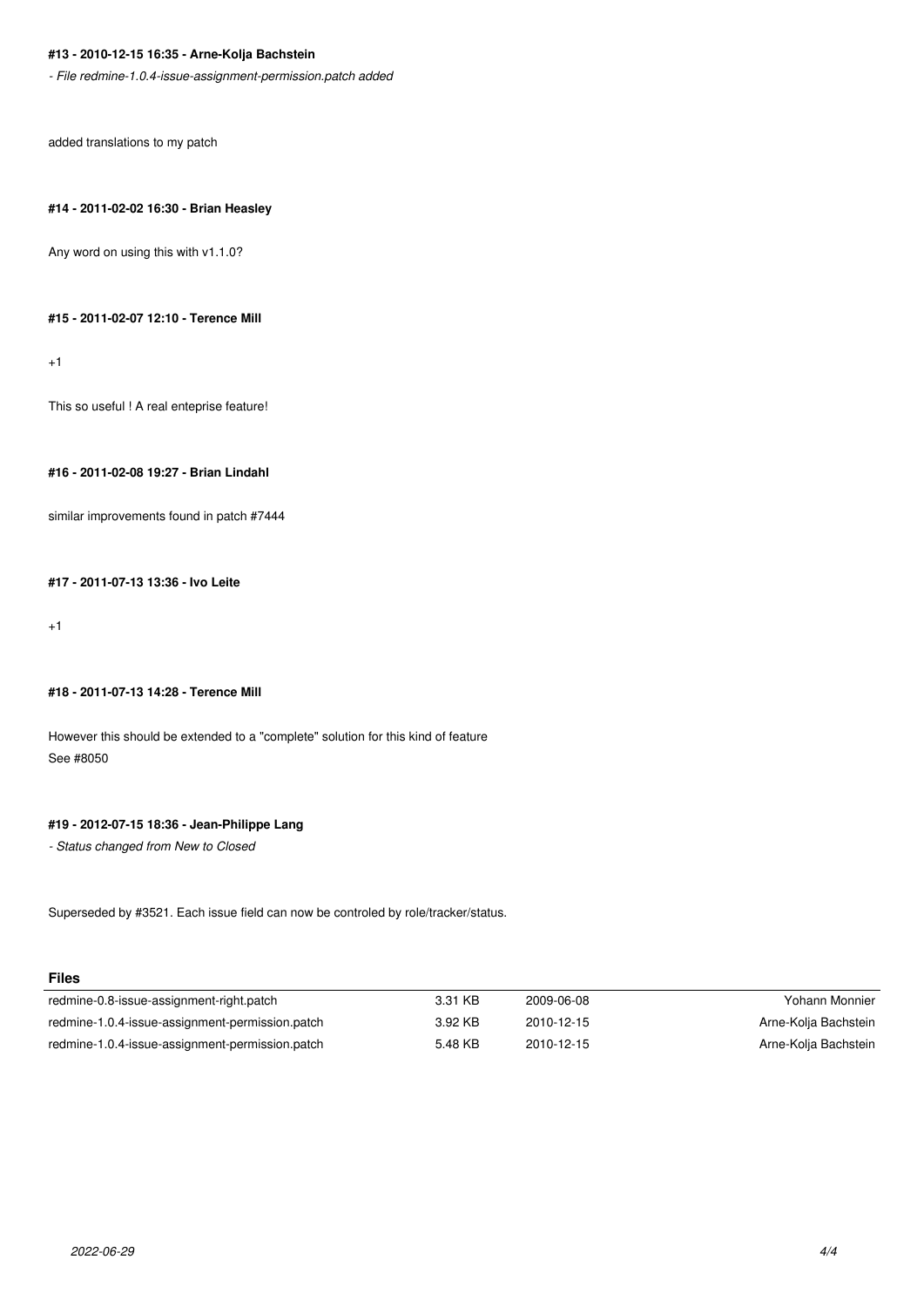#### #13 - 2010-12-15 16:35 - Arne-Kolja Bachstein

*- File redmine-1.0.4-issue-assignment-permission.patch added*

added translations to my patch

#### #14 - 2011-02-02 16:30 - Brian Heasley

Any word on using this with v1.1.0?

#### #15 - 2011-02-07 12:10 - Terence Mill

+1

This so useful ! A real enteprise feature!

#### #16 - 2011-02-08 19:27 - Brian Lindahl

similar improvements found in patch #7444

#### #17 - 2011-07-13 13:36 - Ivo Leite

+1

#### #18 - 2011-07-13 14:28 - Terence Mill

However this should be extended to a "complete" solution for this kind of feature
See #8050

#### #19 - 2012-07-15 18:36 - Jean-Philippe Lang

*- Status changed from New to Closed*

Superseded by #3521. Each issue field can now be controled by role/tracker/status.

### Files

| | | | |
|---|---|---|---|
| redmine-0.8-issue-assignment-right.patch | 3.31 KB | 2009-06-08 | Yohann Monnier |
| redmine-1.0.4-issue-assignment-permission.patch | 3.92 KB | 2010-12-15 | Arne-Kolja Bachstein |
| redmine-1.0.4-issue-assignment-permission.patch | 5.48 KB | 2010-12-15 | Arne-Kolja Bachstein |